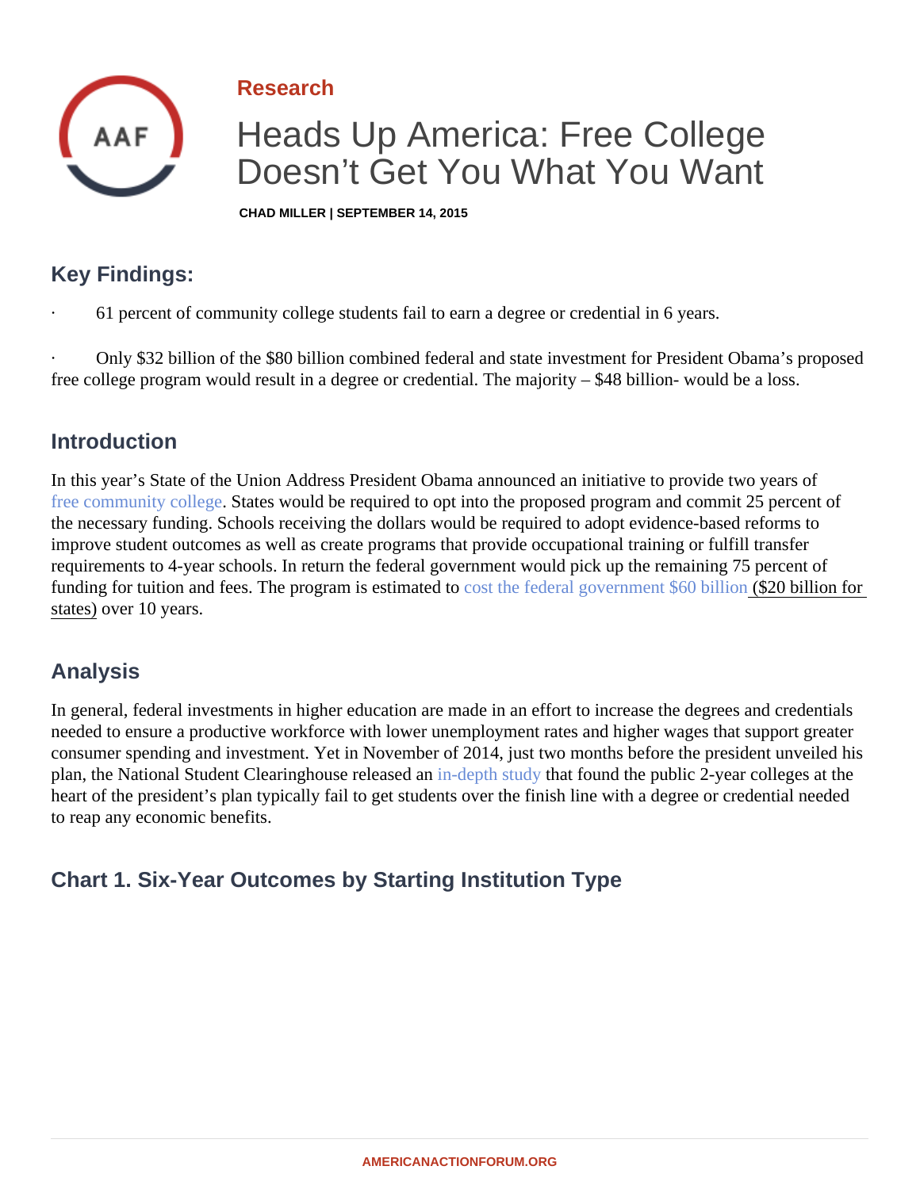Research

# Heads Up America: Free College Doesn't Get You What You Want

CHAD MILLER | SEPTEMBER 14, 2015

## Key Findings:

· 61 percent of community college students fail to earn a degree or credential in 6 years.

· Only $32 billion of the $80 billion combined federal and state investment for President Obama's proposed free college program would result in a degree or credential. The majority – $48 billion- would be a loss.

## Introduction

In this year's State of the Union Address President Obama announced an initiative to provide two years of free community college. States would be required to opt into the proposed program and commit 25 percent of the necessary funding. Schools receiving the dollars would be required to adopt evidence-based reforms to improve student outcomes as well as create programs that provide occupational training or fulfill transfer requirements to 4-year schools. In return the federal government would pick up the remaining 75 percent of funding for tuition and fees. The program is estimated to cost the federal government $60 billion ($20 billion for states) over 10 years.

## Analysis

In general, federal investments in higher education are made in an effort to increase the degrees and credentials needed to ensure a productive workforce with lower unemployment rates and higher wages that support greater consumer spending and investment. Yet in November of 2014, just two months before the president unveiled his plan, the National Student Clearinghouse released an in-depth study that found the public 2-year colleges at the heart of the president's plan typically fail to get students over the finish line with a degree or credential needed to reap any economic benefits.

## Chart 1. Six-Year Outcomes by Starting Institution Type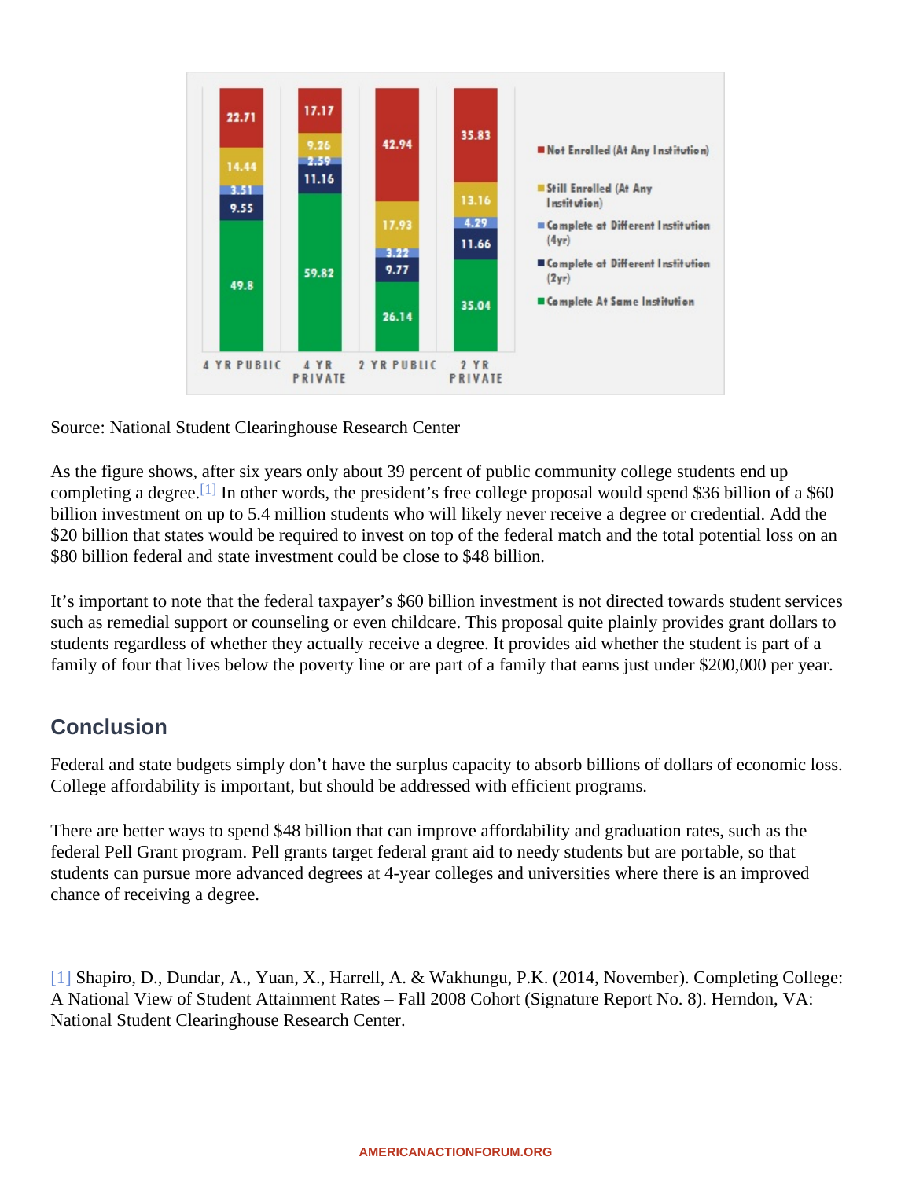22.71
14.44
3.51
9.55
49.8
17.17
9.26
2.59
11.16
59.82
42.94
17.93
3.22
9.77
26.14
35.83
13.16
4.29
11.66
35.04

4 YR PUBLIC
4 YR PRIVATE
2 YR PUBLIC
2 YR PRIVATE

Not Enrolled (At Any Institution)
Still Enrolled (At Any Institution)
Complete at Different Institution (4yr)
Complete at Different Institution (2yr)
Complete At Same Institution

Source: National Student Clearinghouse Research Center

As the figure shows, after six years only about 39 percent of public community college students end up completing a degree.[1] In other words, the president's free college proposal would spend $36 billion of a $60 billion investment on up to 5.4 million students who will likely never receive a degree or credential. Add the $20 billion that states would be required to invest on top of the federal match and the total potential loss on an $80 billion federal and state investment could be close to $48 billion.

It's important to note that the federal taxpayer's $60 billion investment is not directed towards student services such as remedial support or counseling or even childcare. This proposal quite plainly provides grant dollars to students regardless of whether they actually receive a degree. It provides aid whether the student is part of a family of four that lives below the poverty line or are part of a family that earns just under $200,000 per year.

## Conclusion

Federal and state budgets simply don't have the surplus capacity to absorb billions of dollars of economic loss. College affordability is important, but should be addressed with efficient programs.

There are better ways to spend $48 billion that can improve affordability and graduation rates, such as the federal Pell Grant program. Pell grants target federal grant aid to needy students but are portable, so that students can pursue more advanced degrees at 4-year colleges and universities where there is an improved chance of receiving a degree.

[1] Shapiro, D., Dundar, A., Yuan, X., Harrell, A. & Wakhungu, P.K. (2014, November). Completing College: A National View of Student Attainment Rates – Fall 2008 Cohort (Signature Report No. 8). Herndon, VA: National Student Clearinghouse Research Center.